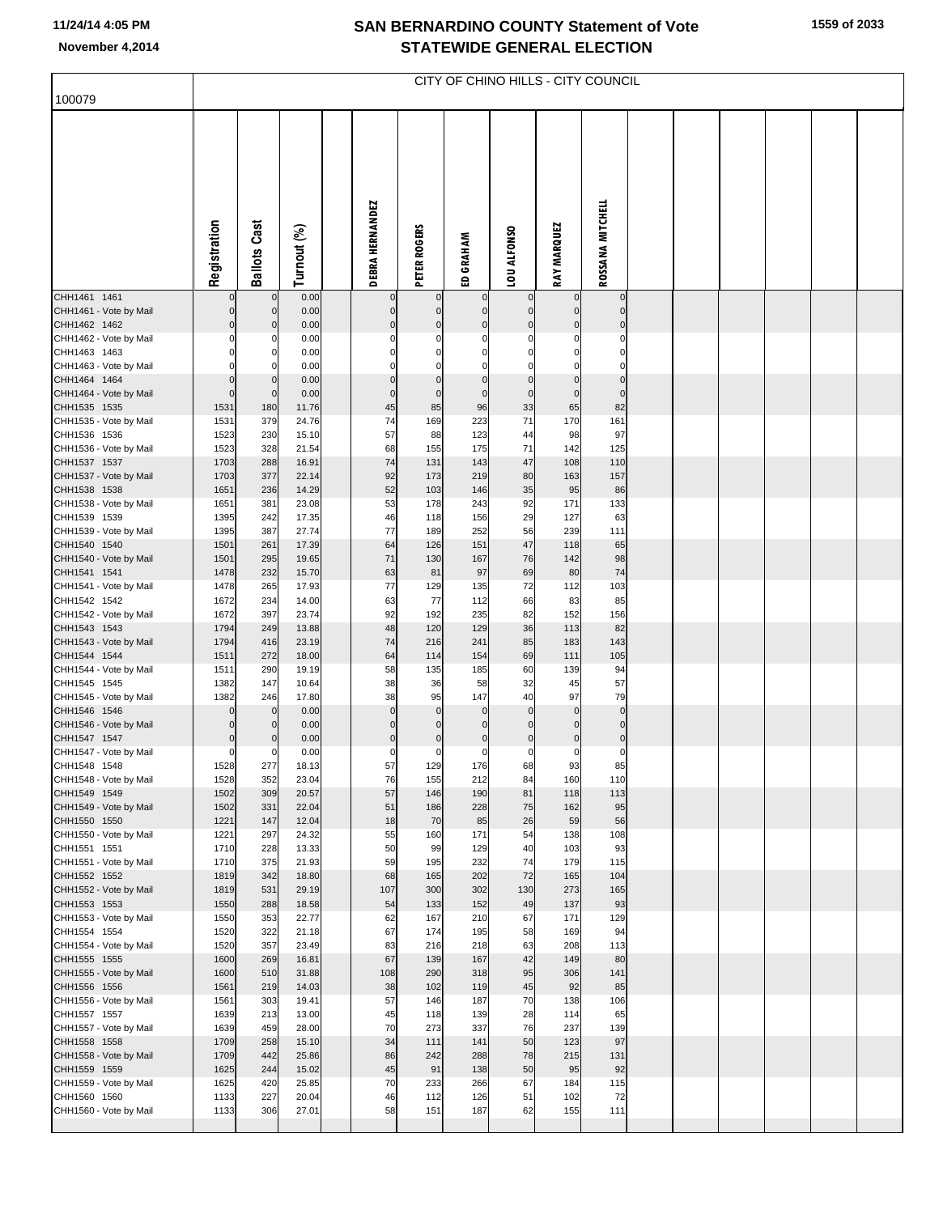# SAN BERNARDINO COUNTY Statement of Vote
## STATEWIDE GENERAL ELECTION

November 4,2014

100079

CITY OF CHINO HILLS - CITY COUNCIL

| | Registration | Ballots Cast | Turnout (%) | DEBRA HERNANDEZ | PETER ROGERS | ED GRAHAM | LOU ALFONSO | RAY MARQUEZ | ROSSANA MITCHELL |
|---|---|---|---|---|---|---|---|---|---|
| CHH1461 1461 | 0 | 0 | 0.00 | 0 | 0 | 0 | 0 | 0 | 0 |
| CHH1461 - Vote by Mail | 0 | 0 | 0.00 | 0 | 0 | 0 | 0 | 0 | 0 |
| CHH1462 1462 | 0 | 0 | 0.00 | 0 | 0 | 0 | 0 | 0 | 0 |
| CHH1462 - Vote by Mail | 0 | 0 | 0.00 | 0 | 0 | 0 | 0 | 0 | 0 |
| CHH1463 1463 | 0 | 0 | 0.00 | 0 | 0 | 0 | 0 | 0 | 0 |
| CHH1463 - Vote by Mail | 0 | 0 | 0.00 | 0 | 0 | 0 | 0 | 0 | 0 |
| CHH1464 1464 | 0 | 0 | 0.00 | 0 | 0 | 0 | 0 | 0 | 0 |
| CHH1464 - Vote by Mail | 0 | 0 | 0.00 | 0 | 0 | 0 | 0 | 0 | 0 |
| CHH1535 1535 | 1531 | 180 | 11.76 | 45 | 85 | 96 | 33 | 65 | 82 |
| CHH1535 - Vote by Mail | 1531 | 379 | 24.76 | 74 | 169 | 223 | 71 | 170 | 161 |
| CHH1536 1536 | 1523 | 230 | 15.10 | 57 | 88 | 123 | 44 | 98 | 97 |
| CHH1536 - Vote by Mail | 1523 | 328 | 21.54 | 68 | 155 | 175 | 71 | 142 | 125 |
| CHH1537 1537 | 1703 | 288 | 16.91 | 74 | 131 | 143 | 47 | 108 | 110 |
| CHH1537 - Vote by Mail | 1703 | 377 | 22.14 | 92 | 173 | 219 | 80 | 163 | 157 |
| CHH1538 1538 | 1651 | 236 | 14.29 | 52 | 103 | 146 | 35 | 95 | 86 |
| CHH1538 - Vote by Mail | 1651 | 381 | 23.08 | 53 | 178 | 243 | 92 | 171 | 133 |
| CHH1539 1539 | 1395 | 242 | 17.35 | 46 | 118 | 156 | 29 | 127 | 63 |
| CHH1539 - Vote by Mail | 1395 | 387 | 27.74 | 77 | 189 | 252 | 56 | 239 | 111 |
| CHH1540 1540 | 1501 | 261 | 17.39 | 64 | 126 | 151 | 47 | 118 | 65 |
| CHH1540 - Vote by Mail | 1501 | 295 | 19.65 | 71 | 130 | 167 | 76 | 142 | 98 |
| CHH1541 1541 | 1478 | 232 | 15.70 | 63 | 81 | 97 | 69 | 80 | 74 |
| CHH1541 - Vote by Mail | 1478 | 265 | 17.93 | 77 | 129 | 135 | 72 | 112 | 103 |
| CHH1542 1542 | 1672 | 234 | 14.00 | 63 | 77 | 112 | 66 | 83 | 85 |
| CHH1542 - Vote by Mail | 1672 | 397 | 23.74 | 92 | 192 | 235 | 82 | 152 | 156 |
| CHH1543 1543 | 1794 | 249 | 13.88 | 48 | 120 | 129 | 36 | 113 | 82 |
| CHH1543 - Vote by Mail | 1794 | 416 | 23.19 | 74 | 216 | 241 | 85 | 183 | 143 |
| CHH1544 1544 | 1511 | 272 | 18.00 | 64 | 114 | 154 | 69 | 111 | 105 |
| CHH1544 - Vote by Mail | 1511 | 290 | 19.19 | 58 | 135 | 185 | 60 | 139 | 94 |
| CHH1545 1545 | 1382 | 147 | 10.64 | 38 | 36 | 58 | 32 | 45 | 57 |
| CHH1545 - Vote by Mail | 1382 | 246 | 17.80 | 38 | 95 | 147 | 40 | 97 | 79 |
| CHH1546 1546 | 0 | 0 | 0.00 | 0 | 0 | 0 | 0 | 0 | 0 |
| CHH1546 - Vote by Mail | 0 | 0 | 0.00 | 0 | 0 | 0 | 0 | 0 | 0 |
| CHH1547 1547 | 0 | 0 | 0.00 | 0 | 0 | 0 | 0 | 0 | 0 |
| CHH1547 - Vote by Mail | 0 | 0 | 0.00 | 0 | 0 | 0 | 0 | 0 | 0 |
| CHH1548 1548 | 1528 | 277 | 18.13 | 57 | 129 | 176 | 68 | 93 | 85 |
| CHH1548 - Vote by Mail | 1528 | 352 | 23.04 | 76 | 155 | 212 | 84 | 160 | 110 |
| CHH1549 1549 | 1502 | 309 | 20.57 | 57 | 146 | 190 | 81 | 118 | 113 |
| CHH1549 - Vote by Mail | 1502 | 331 | 22.04 | 51 | 186 | 228 | 75 | 162 | 95 |
| CHH1550 1550 | 1221 | 147 | 12.04 | 18 | 70 | 85 | 26 | 59 | 56 |
| CHH1550 - Vote by Mail | 1221 | 297 | 24.32 | 55 | 160 | 171 | 54 | 138 | 108 |
| CHH1551 1551 | 1710 | 228 | 13.33 | 50 | 99 | 129 | 40 | 103 | 93 |
| CHH1551 - Vote by Mail | 1710 | 375 | 21.93 | 59 | 195 | 232 | 74 | 179 | 115 |
| CHH1552 1552 | 1819 | 342 | 18.80 | 68 | 165 | 202 | 72 | 165 | 104 |
| CHH1552 - Vote by Mail | 1819 | 531 | 29.19 | 107 | 300 | 302 | 130 | 273 | 165 |
| CHH1553 1553 | 1550 | 288 | 18.58 | 54 | 133 | 152 | 49 | 137 | 93 |
| CHH1553 - Vote by Mail | 1550 | 353 | 22.77 | 62 | 167 | 210 | 67 | 171 | 129 |
| CHH1554 1554 | 1520 | 322 | 21.18 | 67 | 174 | 195 | 58 | 169 | 94 |
| CHH1554 - Vote by Mail | 1520 | 357 | 23.49 | 83 | 216 | 218 | 63 | 208 | 113 |
| CHH1555 1555 | 1600 | 269 | 16.81 | 67 | 139 | 167 | 42 | 149 | 80 |
| CHH1555 - Vote by Mail | 1600 | 510 | 31.88 | 108 | 290 | 318 | 95 | 306 | 141 |
| CHH1556 1556 | 1561 | 219 | 14.03 | 38 | 102 | 119 | 45 | 92 | 85 |
| CHH1556 - Vote by Mail | 1561 | 303 | 19.41 | 57 | 146 | 187 | 70 | 138 | 106 |
| CHH1557 1557 | 1639 | 213 | 13.00 | 45 | 118 | 139 | 28 | 114 | 65 |
| CHH1557 - Vote by Mail | 1639 | 459 | 28.00 | 70 | 273 | 337 | 76 | 237 | 139 |
| CHH1558 1558 | 1709 | 258 | 15.10 | 34 | 111 | 141 | 50 | 123 | 97 |
| CHH1558 - Vote by Mail | 1709 | 442 | 25.86 | 86 | 242 | 288 | 78 | 215 | 131 |
| CHH1559 1559 | 1625 | 244 | 15.02 | 45 | 91 | 138 | 50 | 95 | 92 |
| CHH1559 - Vote by Mail | 1625 | 420 | 25.85 | 70 | 233 | 266 | 67 | 184 | 115 |
| CHH1560 1560 | 1133 | 227 | 20.04 | 46 | 112 | 126 | 51 | 102 | 72 |
| CHH1560 - Vote by Mail | 1133 | 306 | 27.01 | 58 | 151 | 187 | 62 | 155 | 111 |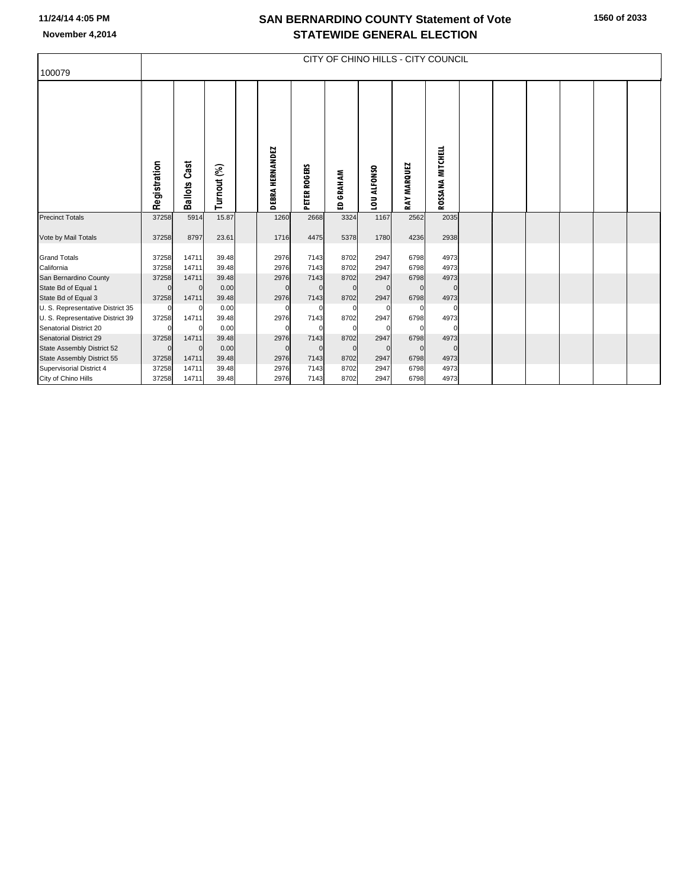# SAN BERNARDINO COUNTY Statement of Vote
## STATEWIDE GENERAL ELECTION

11/24/14 4:05 PM

November 4,2014

100079

CITY OF CHINO HILLS - CITY COUNCIL

| | Registration | Ballots Cast | Turnout (%) | | DEBRA HERNANDEZ | PETER ROGERS | ED GRAHAM | LOU ALFONSO | RAY MARQUEZ | ROSSANA MITCHELL | | | | | | |
|---|---|---|---|---|---|---|---|---|---|---|---|---|---|---|---|---|
| Precinct Totals | 37258 | 5914 | 15.87 | | 1260 | 2668 | 3324 | 1167 | 2562 | 2035 | | | | | | |
| Vote by Mail Totals | 37258 | 8797 | 23.61 | | 1716 | 4475 | 5378 | 1780 | 4236 | 2938 | | | | | | |
| Grand Totals | 37258 | 14711 | 39.48 | | 2976 | 7143 | 8702 | 2947 | 6798 | 4973 | | | | | | |
| California | 37258 | 14711 | 39.48 | | 2976 | 7143 | 8702 | 2947 | 6798 | 4973 | | | | | | |
| San Bernardino County | 37258 | 14711 | 39.48 | | 2976 | 7143 | 8702 | 2947 | 6798 | 4973 | | | | | | |
| State Bd of Equal 1 | 0 | 0 | 0.00 | | 0 | 0 | 0 | 0 | 0 | 0 | | | | | | |
| State Bd of Equal 3 | 37258 | 14711 | 39.48 | | 2976 | 7143 | 8702 | 2947 | 6798 | 4973 | | | | | | |
| U. S. Representative District 35 | 0 | 0 | 0.00 | | 0 | 0 | 0 | 0 | 0 | 0 | | | | | | |
| U. S. Representative District 39 | 37258 | 14711 | 39.48 | | 2976 | 7143 | 8702 | 2947 | 6798 | 4973 | | | | | | |
| Senatorial District 20 | 0 | 0 | 0.00 | | 0 | 0 | 0 | 0 | 0 | 0 | | | | | | |
| Senatorial District 29 | 37258 | 14711 | 39.48 | | 2976 | 7143 | 8702 | 2947 | 6798 | 4973 | | | | | | |
| State Assembly District 52 | 0 | 0 | 0.00 | | 0 | 0 | 0 | 0 | 0 | 0 | | | | | | |
| State Assembly District 55 | 37258 | 14711 | 39.48 | | 2976 | 7143 | 8702 | 2947 | 6798 | 4973 | | | | | | |
| Supervisorial District 4 | 37258 | 14711 | 39.48 | | 2976 | 7143 | 8702 | 2947 | 6798 | 4973 | | | | | | |
| City of Chino Hills | 37258 | 14711 | 39.48 | | 2976 | 7143 | 8702 | 2947 | 6798 | 4973 | | | | | | |